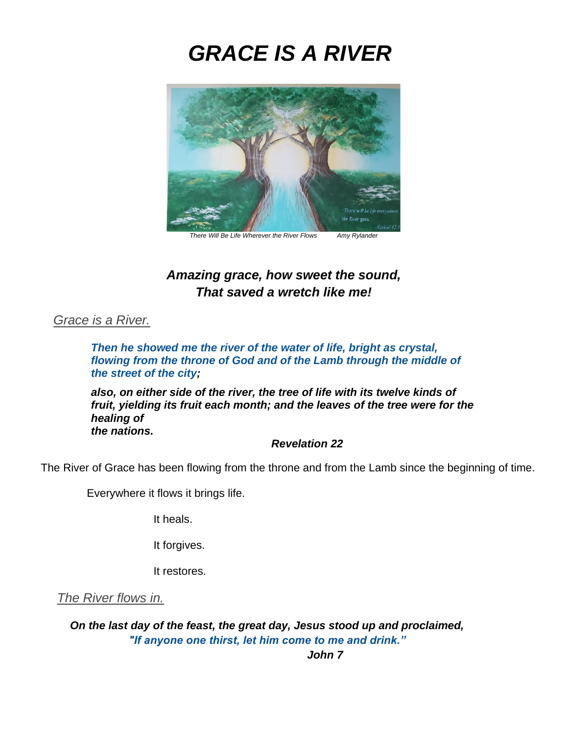# *GRACE IS A RIVER*

*There Will Be Life Wherever the River Flows* *Amy Rylander*

***Amazing grace, how sweet the sound,***
***That saved a wretch like me!***

*Grace is a River.*

> ***Then he showed me the river of the water of life, bright as crystal, flowing from the throne of God and of the Lamb through the middle of the street of the city;***
>
> ***also, on either side of the river, the tree of life with its twelve kinds of fruit, yielding its fruit each month; and the leaves of the tree were for the healing of***
> ***the nations.***
>
> ***Revelation 22***

The River of Grace has been flowing from the throne and from the Lamb since the beginning of time.

Everywhere it flows it brings life.

It heals.

It forgives.

It restores.

*The River flows in.*

***On the last day of the feast, the great day, Jesus stood up and proclaimed,***
***"If anyone one thirst, let him come to me and drink."***
***John 7***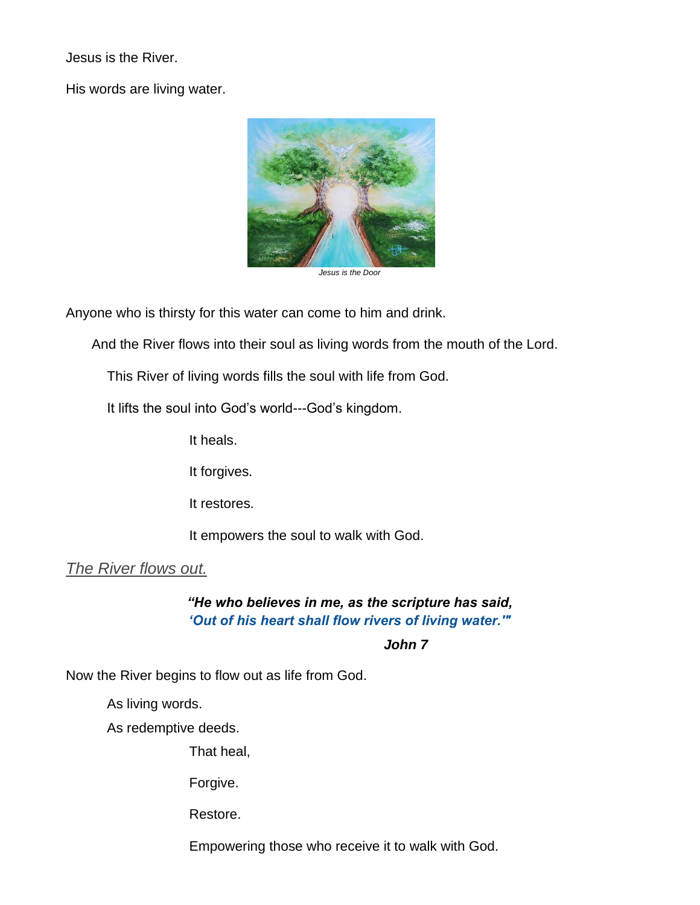Jesus is the River.

His words are living water.

*Jesus is the Door*

Anyone who is thirsty for this water can come to him and drink.

And the River flows into their soul as living words from the mouth of the Lord.

This River of living words fills the soul with life from God.

It lifts the soul into God's world---God's kingdom.

It heals.

It forgives.

It restores.

It empowers the soul to walk with God.

*The River flows out.*

***"He who believes in me, as the scripture has said,***
***'Out of his heart shall flow rivers of living water.'"***

***John 7***

Now the River begins to flow out as life from God.

As living words.

As redemptive deeds.

That heal,

Forgive.

Restore.

Empowering those who receive it to walk with God.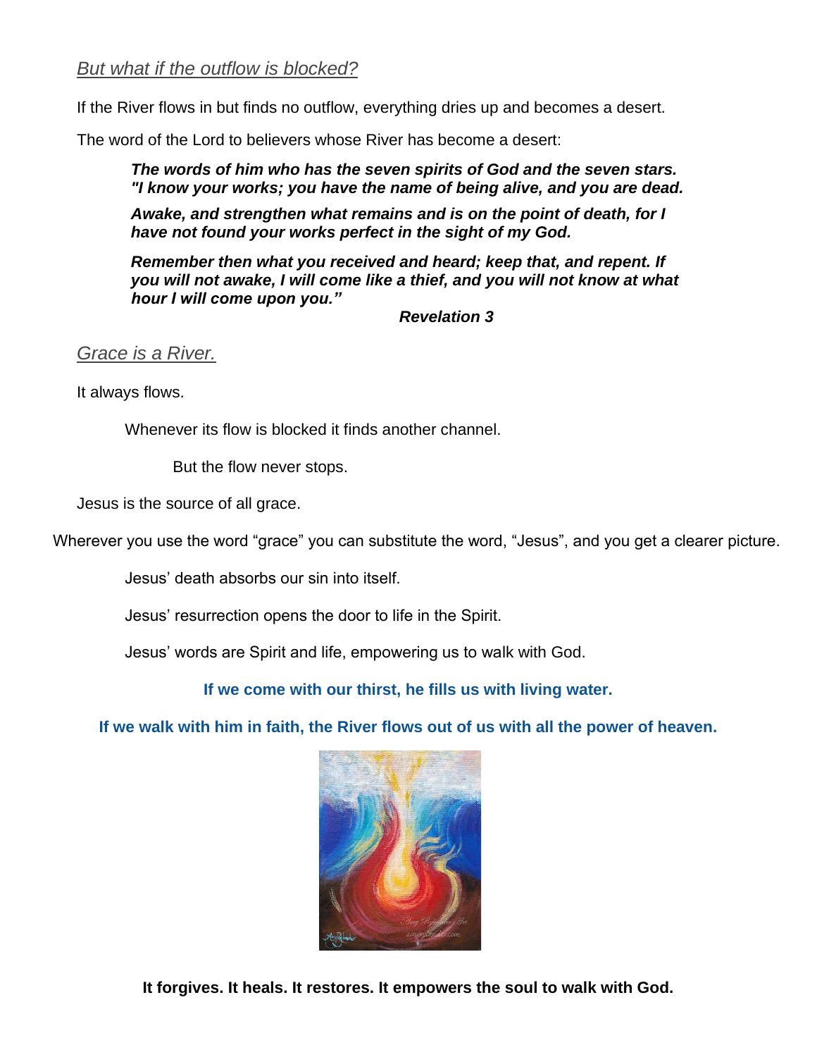*But what if the outflow is blocked?*

If the River flows in but finds no outflow, everything dries up and becomes a desert.

The word of the Lord to believers whose River has become a desert:

> ***The words of him who has the seven spirits of God and the seven stars. "I know your works; you have the name of being alive, and you are dead.***
>
> ***Awake, and strengthen what remains and is on the point of death, for I have not found your works perfect in the sight of my God.***
>
> ***Remember then what you received and heard; keep that, and repent. If you will not awake, I will come like a thief, and you will not know at what hour I will come upon you."***
>
> ***Revelation 3***

*Grace is a River.*

It always flows.

Whenever its flow is blocked it finds another channel.

But the flow never stops.

Jesus is the source of all grace.

Wherever you use the word "grace" you can substitute the word, "Jesus", and you get a clearer picture.

Jesus' death absorbs our sin into itself.

Jesus' resurrection opens the door to life in the Spirit.

Jesus' words are Spirit and life, empowering us to walk with God.

**If we come with our thirst, he fills us with living water.**

**If we walk with him in faith, the River flows out of us with all the power of heaven.**

**It forgives. It heals. It restores. It empowers the soul to walk with God.**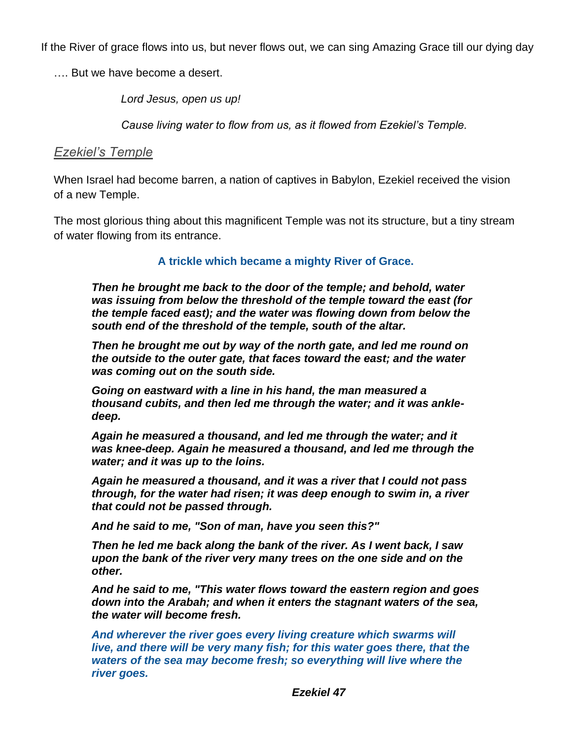If the River of grace flows into us, but never flows out, we can sing Amazing Grace till our dying day

…. But we have become a desert.

*Lord Jesus, open us up!*

*Cause living water to flow from us, as it flowed from Ezekiel's Temple.*

## *Ezekiel's Temple*

When Israel had become barren, a nation of captives in Babylon, Ezekiel received the vision of a new Temple.

The most glorious thing about this magnificent Temple was not its structure, but a tiny stream of water flowing from its entrance.

**A trickle which became a mighty River of Grace.**

***Then he brought me back to the door of the temple; and behold, water was issuing from below the threshold of the temple toward the east (for the temple faced east); and the water was flowing down from below the south end of the threshold of the temple, south of the altar.***

***Then he brought me out by way of the north gate, and led me round on the outside to the outer gate, that faces toward the east; and the water was coming out on the south side.***

***Going on eastward with a line in his hand, the man measured a thousand cubits, and then led me through the water; and it was ankle-deep.***

***Again he measured a thousand, and led me through the water; and it was knee-deep. Again he measured a thousand, and led me through the water; and it was up to the loins.***

***Again he measured a thousand, and it was a river that I could not pass through, for the water had risen; it was deep enough to swim in, a river that could not be passed through.***

***And he said to me, "Son of man, have you seen this?"***

***Then he led me back along the bank of the river. As I went back, I saw upon the bank of the river very many trees on the one side and on the other.***

***And he said to me, "This water flows toward the eastern region and goes down into the Arabah; and when it enters the stagnant waters of the sea, the water will become fresh.***

***And wherever the river goes every living creature which swarms will live, and there will be very many fish; for this water goes there, that the waters of the sea may become fresh; so everything will live where the river goes.***

***Ezekiel 47***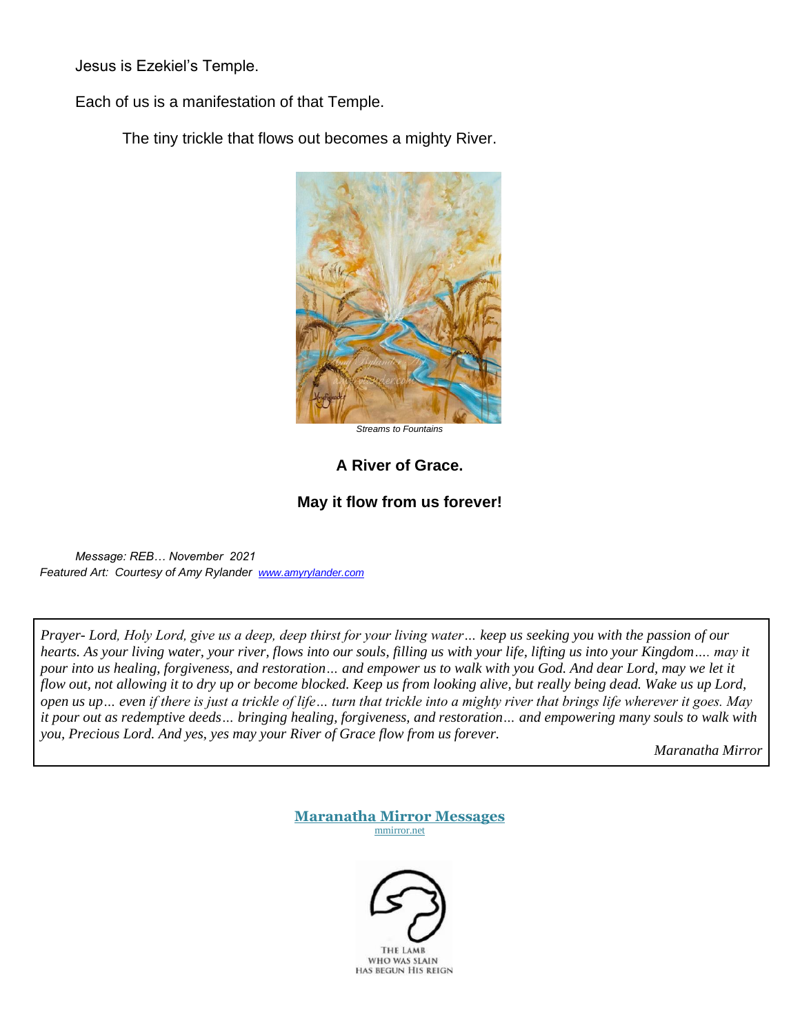Jesus is Ezekiel's Temple.

Each of us is a manifestation of that Temple.

The tiny trickle that flows out becomes a mighty River.

*Streams to Fountains*

**A River of Grace.**

**May it flow from us forever!**

*Message: REB… November 2021*
*Featured Art: Courtesy of Amy Rylander www.amyrylander.com*

*Prayer- Lord, Holy Lord, give us a deep, deep thirst for your living water… keep us seeking you with the passion of our hearts. As your living water, your river, flows into our souls, filling us with your life, lifting us into your Kingdom…. may it pour into us healing, forgiveness, and restoration… and empower us to walk with you God. And dear Lord, may we let it flow out, not allowing it to dry up or become blocked. Keep us from looking alive, but really being dead. Wake us up Lord, open us up… even if there is just a trickle of life… turn that trickle into a mighty river that brings life wherever it goes. May it pour out as redemptive deeds… bringing healing, forgiveness, and restoration… and empowering many souls to walk with you, Precious Lord. And yes, yes may your River of Grace flow from us forever.*

*Maranatha Mirror*

**Maranatha Mirror Messages**
mmirror.net

THE LAMB
WHO WAS SLAIN
HAS BEGUN HIS REIGN